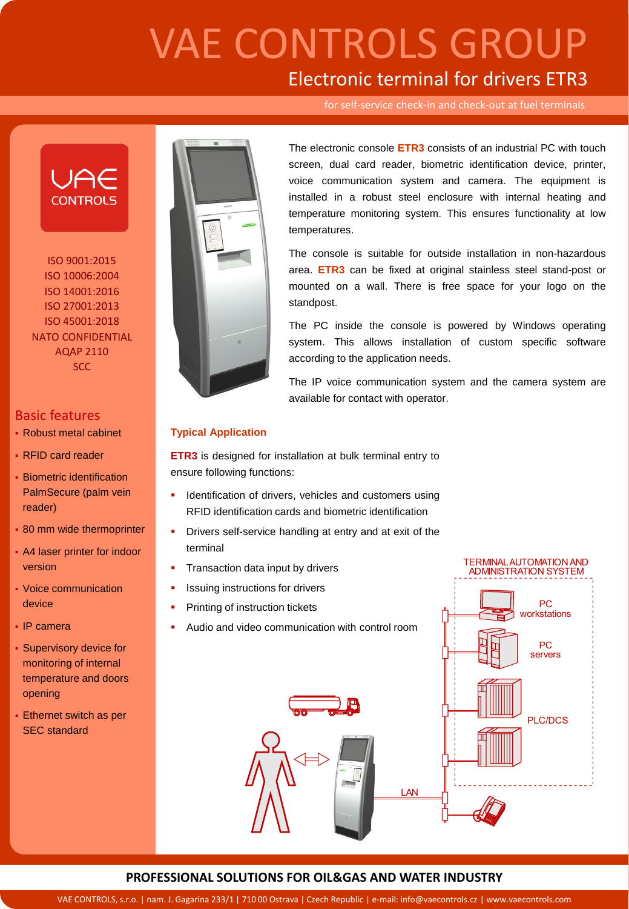# VAE CONTROLS GROUP

## Electronic terminal for drivers ETR3

for self-service check-in and check-out at fuel terminals

ISO 9001:2015
ISO 10006:2004
ISO 14001:2016
ISO 27001:2013
ISO 45001:2018
NATO CONFIDENTIAL
AQAP 2110
SCC

The electronic console **ETR3** consists of an industrial PC with touch screen, dual card reader, biometric identification device, printer, voice communication system and camera. The equipment is installed in a robust steel enclosure with internal heating and temperature monitoring system. This ensures functionality at low temperatures.

The console is suitable for outside installation in non-hazardous area. **ETR3** can be fixed at original stainless steel stand-post or mounted on a wall. There is free space for your logo on the standpost.

The PC inside the console is powered by Windows operating system. This allows installation of custom specific software according to the application needs.

The IP voice communication system and the camera system are available for contact with operator.

## Basic features

- Robust metal cabinet
- RFID card reader
- Biometric identification PalmSecure (palm vein reader)
- 80 mm wide thermoprinter
- A4 laser printer for indoor version
- Voice communication device
- IP camera
- Supervisory device for monitoring of internal temperature and doors opening
- Ethernet switch as per SEC standard

## Typical Application

**ETR3** is designed for installation at bulk terminal entry to ensure following functions:

- Identification of drivers, vehicles and customers using RFID identification cards and biometric identification
- Drivers self-service handling at entry and at exit of the terminal
- Transaction data input by drivers
- Issuing instructions for drivers
- Printing of instruction tickets
- Audio and video communication with control room

TERMINAL AUTOMATION AND ADMINISTRATION SYSTEM

PC workstations

PC servers

PLC/DCS

LAN

**PROFESSIONAL SOLUTIONS FOR OIL&GAS AND WATER INDUSTRY**

VAE CONTROLS, s.r.o. | nam. J. Gagarina 233/1 | 710 00 Ostrava | Czech Republic | e-mail: info@vaecontrols.cz | www.vaecontrols.com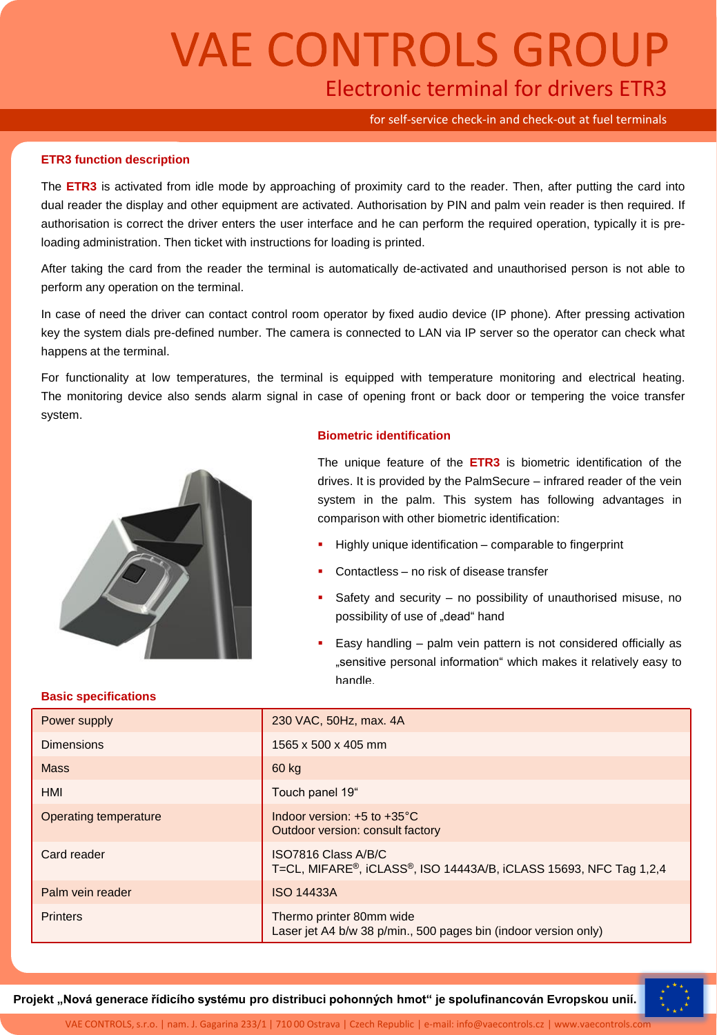# VAE CONTROLS GROUP

## Electronic terminal for drivers ETR3

for self-service check-in and check-out at fuel terminals

### ETR3 function description

The **ETR3** is activated from idle mode by approaching of proximity card to the reader. Then, after putting the card into dual reader the display and other equipment are activated. Authorisation by PIN and palm vein reader is then required. If authorisation is correct the driver enters the user interface and he can perform the required operation, typically it is pre-loading administration. Then ticket with instructions for loading is printed.

After taking the card from the reader the terminal is automatically de-activated and unauthorised person is not able to perform any operation on the terminal.

In case of need the driver can contact control room operator by fixed audio device (IP phone). After pressing activation key the system dials pre-defined number. The camera is connected to LAN via IP server so the operator can check what happens at the terminal.

For functionality at low temperatures, the terminal is equipped with temperature monitoring and electrical heating. The monitoring device also sends alarm signal in case of opening front or back door or tempering the voice transfer system.

### Biometric identification

The unique feature of the **ETR3** is biometric identification of the drives. It is provided by the PalmSecure – infrared reader of the vein system in the palm. This system has following advantages in comparison with other biometric identification:

- Highly unique identification – comparable to fingerprint
- Contactless – no risk of disease transfer
- Safety and security – no possibility of unauthorised misuse, no possibility of use of „dead“ hand
- Easy handling – palm vein pattern is not considered officially as „sensitive personal information“ which makes it relatively easy to handle.

### Basic specifications

| | |
|---|---|
| Power supply | 230 VAC, 50Hz, max. 4A |
| Dimensions | 1565 x 500 x 405 mm |
| Mass | 60 kg |
| HMI | Touch panel 19“ |
| Operating temperature | Indoor version: +5 to +35°C<br>Outdoor version: consult factory |
| Card reader | ISO7816 Class A/B/C<br>T=CL, MIFARE®, iCLASS®, ISO 14443A/B, iCLASS 15693, NFC Tag 1,2,4 |
| Palm vein reader | ISO 14433A |
| Printers | Thermo printer 80mm wide<br>Laser jet A4 b/w 38 p/min., 500 pages bin (indoor version only) |

**Projekt „Nová generace řídicího systému pro distribuci pohonných hmot“ je spolufinancován Evropskou unií.**

VAE CONTROLS, s.r.o. | nam. J. Gagarina 233/1 | 710 00 Ostrava | Czech Republic | e-mail: info@vaecontrols.cz | www.vaecontrols.com